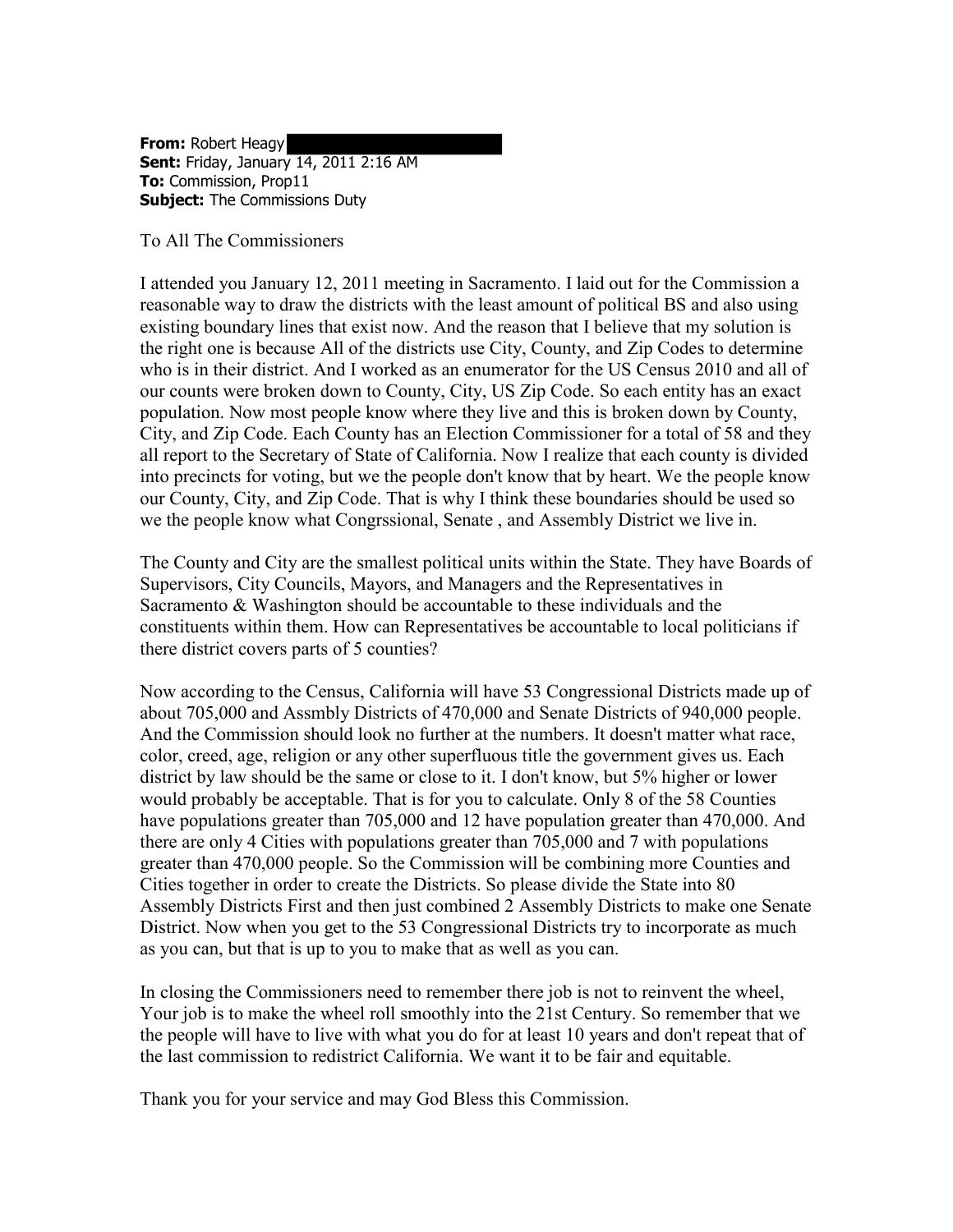**From:** Robert Heagy
**Sent:** Friday, January 14, 2011 2:16 AM
**To:** Commission, Prop11
**Subject:** The Commissions Duty

To All The Commissioners

I attended you January 12, 2011 meeting in Sacramento. I laid out for the Commission a reasonable way to draw the districts with the least amount of political BS and also using existing boundary lines that exist now. And the reason that I believe that my solution is the right one is because All of the districts use City, County, and Zip Codes to determine who is in their district. And I worked as an enumerator for the US Census 2010 and all of our counts were broken down to County, City, US Zip Code. So each entity has an exact population. Now most people know where they live and this is broken down by County, City, and Zip Code. Each County has an Election Commissioner for a total of 58 and they all report to the Secretary of State of California. Now I realize that each county is divided into precincts for voting, but we the people don't know that by heart. We the people know our County, City, and Zip Code. That is why I think these boundaries should be used so we the people know what Congrssional, Senate , and Assembly District we live in.

The County and City are the smallest political units within the State. They have Boards of Supervisors, City Councils, Mayors, and Managers and the Representatives in Sacramento & Washington should be accountable to these individuals and the constituents within them. How can Representatives be accountable to local politicians if there district covers parts of 5 counties?

Now according to the Census, California will have 53 Congressional Districts made up of about 705,000 and Assmbly Districts of 470,000 and Senate Districts of 940,000 people. And the Commission should look no further at the numbers. It doesn't matter what race, color, creed, age, religion or any other superfluous title the government gives us. Each district by law should be the same or close to it. I don't know, but 5% higher or lower would probably be acceptable. That is for you to calculate. Only 8 of the 58 Counties have populations greater than 705,000 and 12 have population greater than 470,000. And there are only 4 Cities with populations greater than 705,000 and 7 with populations greater than 470,000 people. So the Commission will be combining more Counties and Cities together in order to create the Districts. So please divide the State into 80 Assembly Districts First and then just combined 2 Assembly Districts to make one Senate District. Now when you get to the 53 Congressional Districts try to incorporate as much as you can, but that is up to you to make that as well as you can.

In closing the Commissioners need to remember there job is not to reinvent the wheel, Your job is to make the wheel roll smoothly into the 21st Century. So remember that we the people will have to live with what you do for at least 10 years and don't repeat that of the last commission to redistrict California. We want it to be fair and equitable.

Thank you for your service and may God Bless this Commission.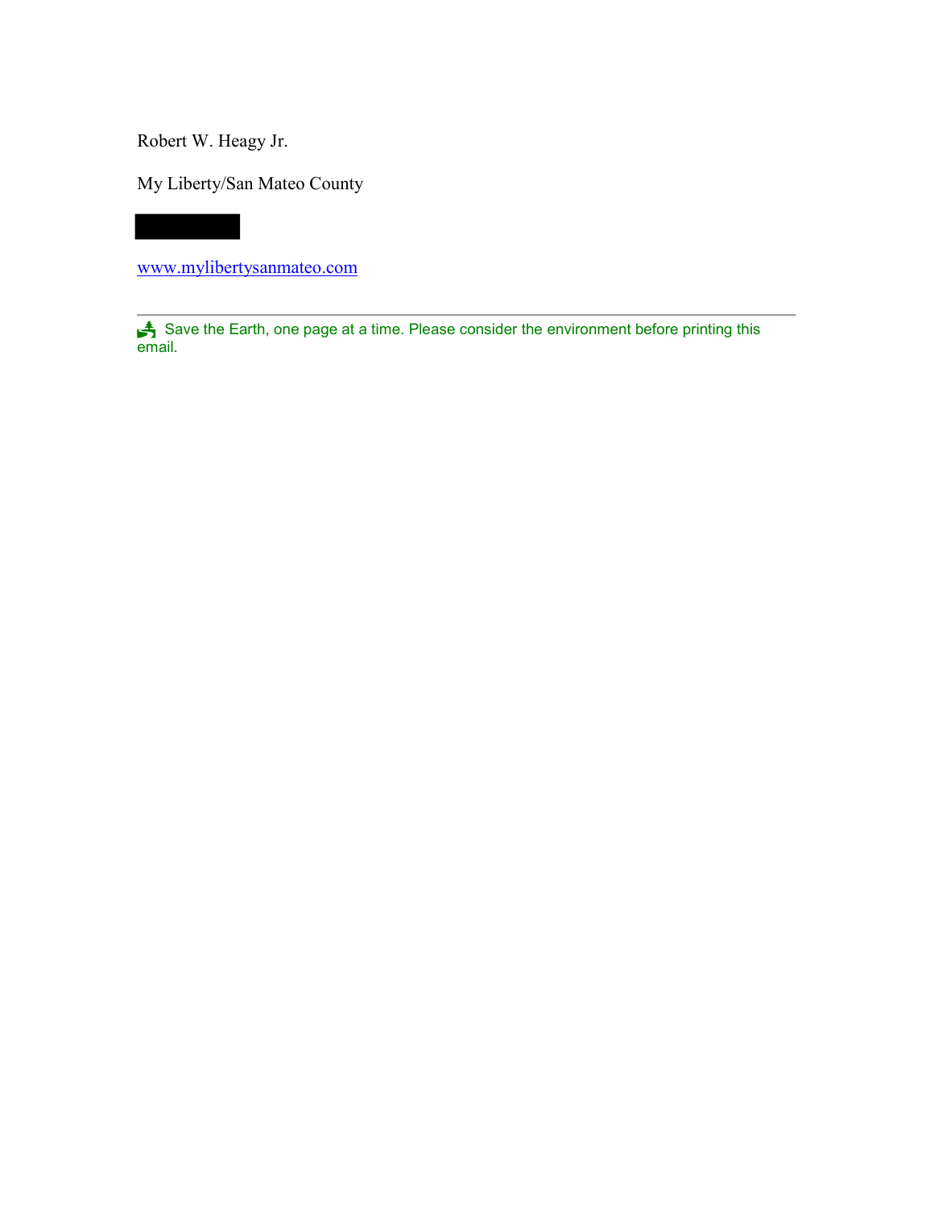Robert W. Heagy Jr.

My Liberty/San Mateo County

www.mylibertysanmateo.com

---

Save the Earth, one page at a time. Please consider the environment before printing this email.